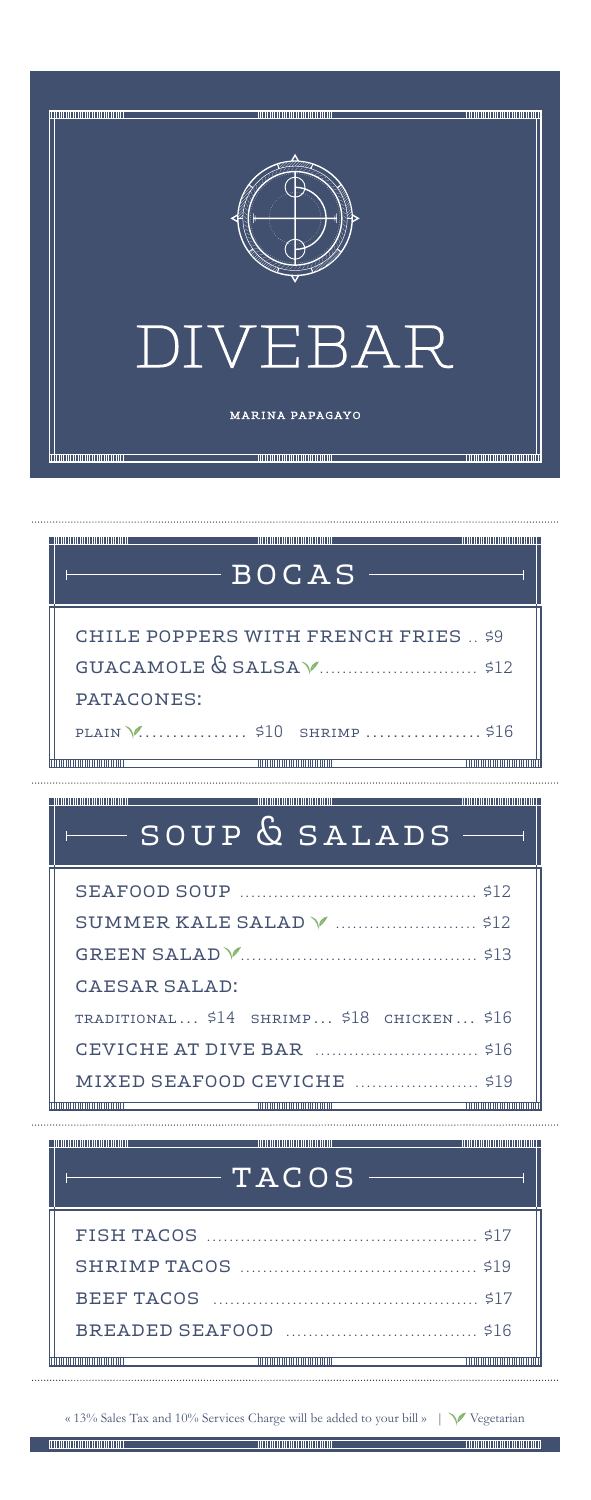# DIVEBAR

MARINA PAPAGAYO

## BOCAS

CHILE POPPERS WITH FRENCH FRIES .. $9

GUACAMOLE & SALSA ✓ ........................... $12

PATACONES:

PLAIN ✓ ............... $10 SHRIMP ................. $16

## SOUP & SALADS

SEAFOOD SOUP ........................................ $12

SUMMER KALE SALAD ✓ ........................ $12

GREEN SALAD ✓ ........................................ $13

CAESAR SALAD:

TRADITIONAL... $14 SHRIMP... $18 CHICKEN... $16

CEVICHE AT DIVE BAR ............................ $16

MIXED SEAFOOD CEVICHE ..................... $19

## TACOS

FISH TACOS .............................................. $17

SHRIMP TACOS ........................................ $19

BEEF TACOS ............................................. $17

BREADED SEAFOOD ................................ $16

« 13% Sales Tax and 10% Services Charge will be added to your bill » | ✓ Vegetarian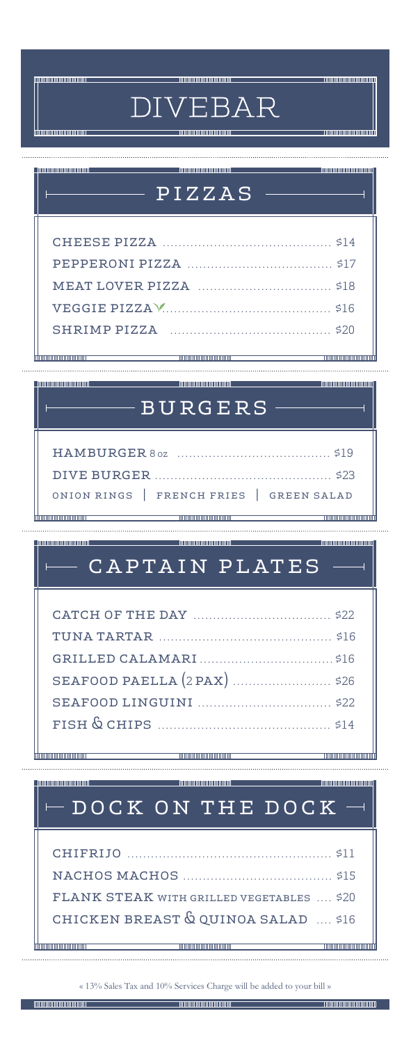# DIVEBAR

## PIZZAS

- CHEESE PIZZA ........ $14
- PEPPERONI PIZZA ........ $17
- MEAT LOVER PIZZA ........ $18
- VEGGIE PIZZA ✓ ........ $16
- SHRIMP PIZZA ........ $20

## BURGERS

- HAMBURGER 8 oz ........ $19
- DIVE BURGER ........ $23

ONION RINGS | FRENCH FRIES | GREEN SALAD

## CAPTAIN PLATES

- CATCH OF THE DAY ........ $22
- TUNA TARTAR ........ $16
- GRILLED CALAMARI ........ $16
- SEAFOOD PAELLA (2 PAX) ........ $26
- SEAFOOD LINGUINI ........ $22
- FISH & CHIPS ........ $14

## DOCK ON THE DOCK

- CHIFRIJO ........ $11
- NACHOS MACHOS ........ $15
- FLANK STEAK WITH GRILLED VEGETABLES ........ $20
- CHICKEN BREAST & QUINOA SALAD ........ $16

« 13% Sales Tax and 10% Services Charge will be added to your bill »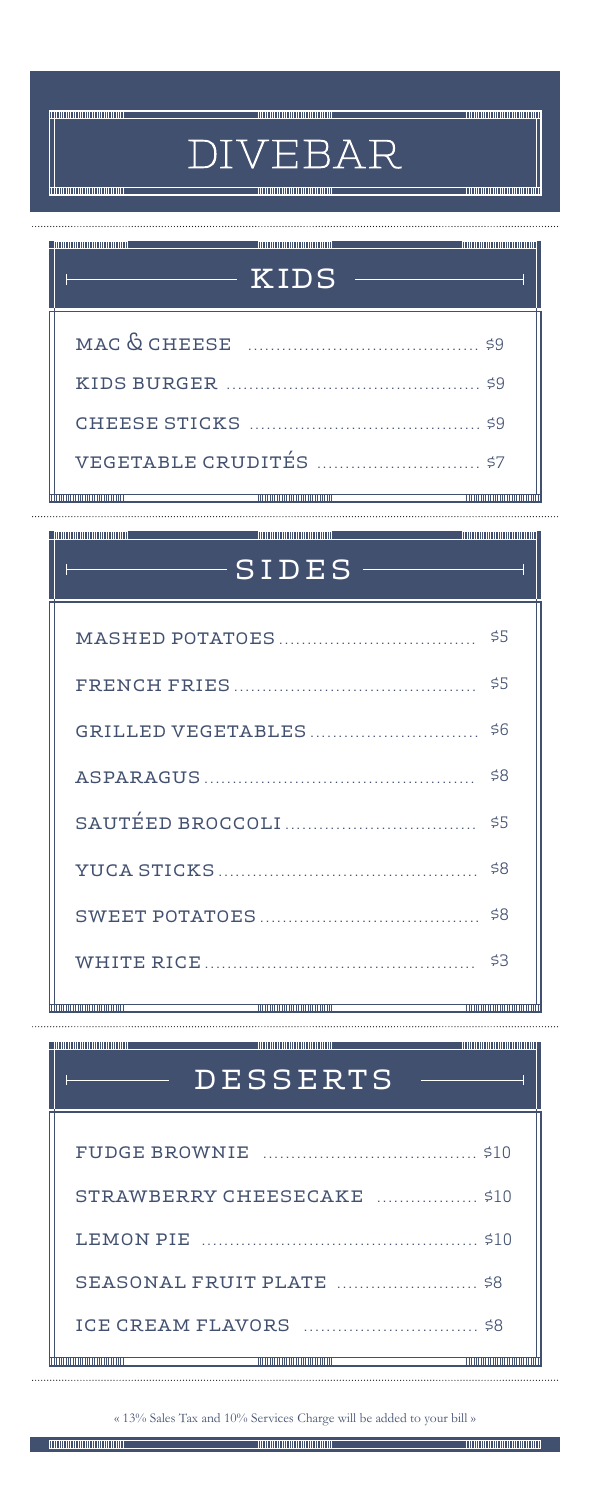# DIVEBAR

## KIDS

- MAC & CHEESE ........ $9
- KIDS BURGER ........ $9
- CHEESE STICKS ........ $9
- VEGETABLE CRUDITÉS ........ $7

## SIDES

- MASHED POTATOES ........ $5
- FRENCH FRIES ........ $5
- GRILLED VEGETABLES ........ $6
- ASPARAGUS ........ $8
- SAUTÉED BROCCOLI ........ $5
- YUCA STICKS ........ $8
- SWEET POTATOES ........ $8
- WHITE RICE ........ $3

## DESSERTS

- FUDGE BROWNIE ........ $10
- STRAWBERRY CHEESECAKE ........ $10
- LEMON PIE ........ $10
- SEASONAL FRUIT PLATE ........ $8
- ICE CREAM FLAVORS ........ $8

« 13% Sales Tax and 10% Services Charge will be added to your bill »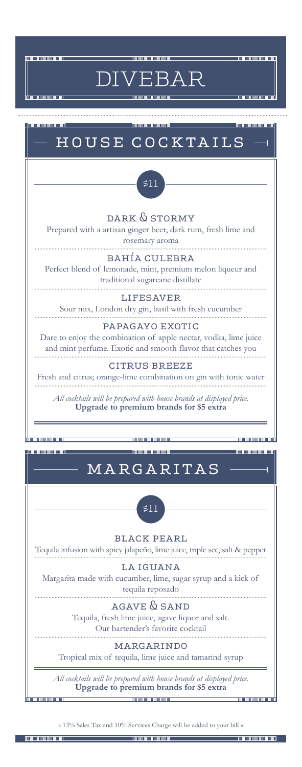# DIVEBAR

## HOUSE COCKTAILS

$11

### DARK & STORMY

Prepared with a artisan ginger beer, dark rum, fresh lime and rosemary aroma

### BAHÍA CULEBRA

Perfect blend of lemonade, mint, premium melon liqueur and traditional sugarcane distillate

### LIFESAVER

Sour mix, London dry gin, basil with fresh cucumber

### PAPAGAYO EXOTIC

Dare to enjoy the combination of apple nectar, vodka, lime juice and mint perfume. Exotic and smooth flavor that catches you

### CITRUS BREEZE

Fresh and citrus; orange-lime combination on gin with tonic water

*All cocktails will be prepared with house brands at displayed price.*
**Upgrade to premium brands for $5 extra**

## MARGARITAS

$11

### BLACK PEARL

Tequila infusion with spicy jalapeño, lime juice, triple sec, salt & pepper

### LA IGUANA

Margarita made with cucumber, lime, sugar syrup and a kick of tequila reposado

### AGAVE & SAND

Tequila, fresh lime juice, agave liquor and salt.
Our bartender's favorite cocktail

### MARGARINDO

Tropical mix of tequila, lime juice and tamarind syrup

*All cocktails will be prepared with house brands at displayed price.*
**Upgrade to premium brands for $5 extra**

« 13% Sales Tax and 10% Services Charge will be added to your bill »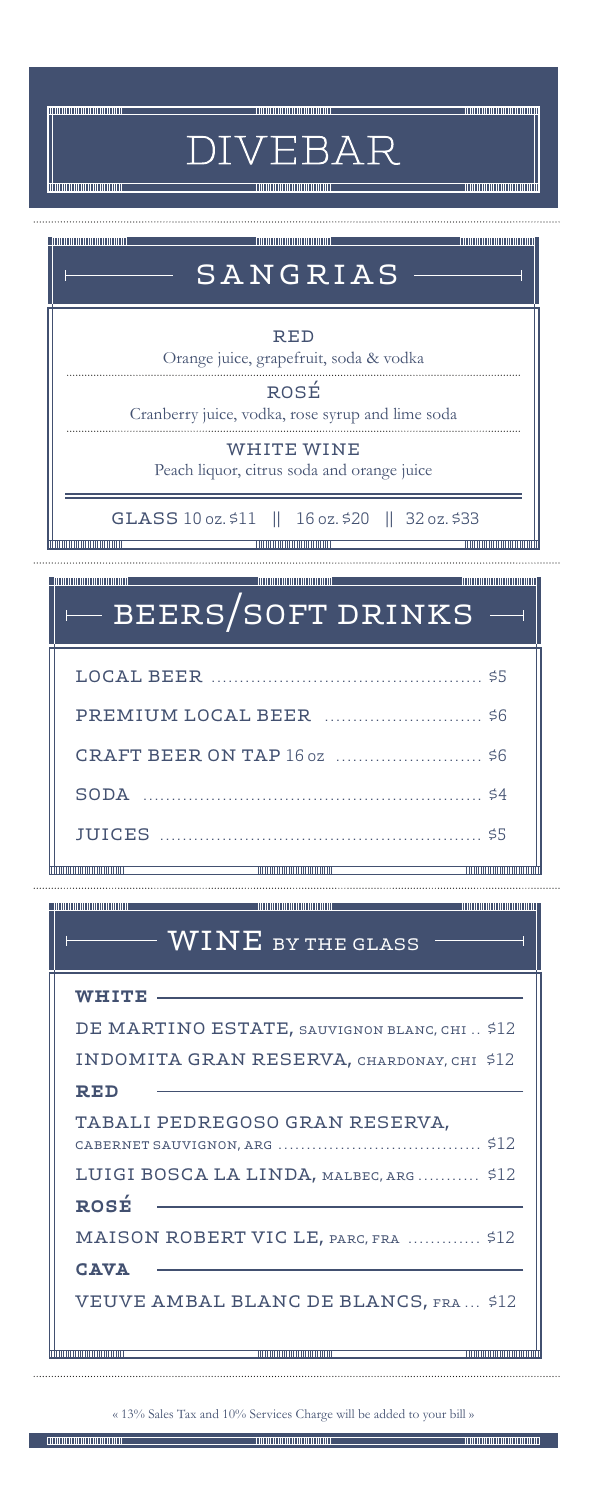# DIVEBAR

## SANGRIAS

**RED**
Orange juice, grapefruit, soda & vodka

**ROSÉ**
Cranberry juice, vodka, rose syrup and lime soda

**WHITE WINE**
Peach liquor, citrus soda and orange juice

**GLASS** 10 oz. $11 || 16 oz. $20 || 32 oz. $33

## BEERS/SOFT DRINKS

| Item | Price |
|---|---|
| LOCAL BEER | $5 |
| PREMIUM LOCAL BEER | $6 |
| CRAFT BEER ON TAP 16 oz | $6 |
| SODA | $4 |
| JUICES | $5 |

## WINE BY THE GLASS

**WHITE**

| Wine | Price |
|---|---|
| DE MARTINO ESTATE, SAUVIGNON BLANC, CHI | $12 |
| INDOMITA GRAN RESERVA, CHARDONAY, CHI | $12 |

**RED**

| Wine | Price |
|---|---|
| TABALI PEDREGOSO GRAN RESERVA, CABERNET SAUVIGNON, ARG | $12 |
| LUIGI BOSCA LA LINDA, MALBEC, ARG | $12 |

**ROSÉ**

| Wine | Price |
|---|---|
| MAISON ROBERT VIC LE, PARC, FRA | $12 |

**CAVA**

| Wine | Price |
|---|---|
| VEUVE AMBAL BLANC DE BLANCS, FRA | $12 |

« 13% Sales Tax and 10% Services Charge will be added to your bill »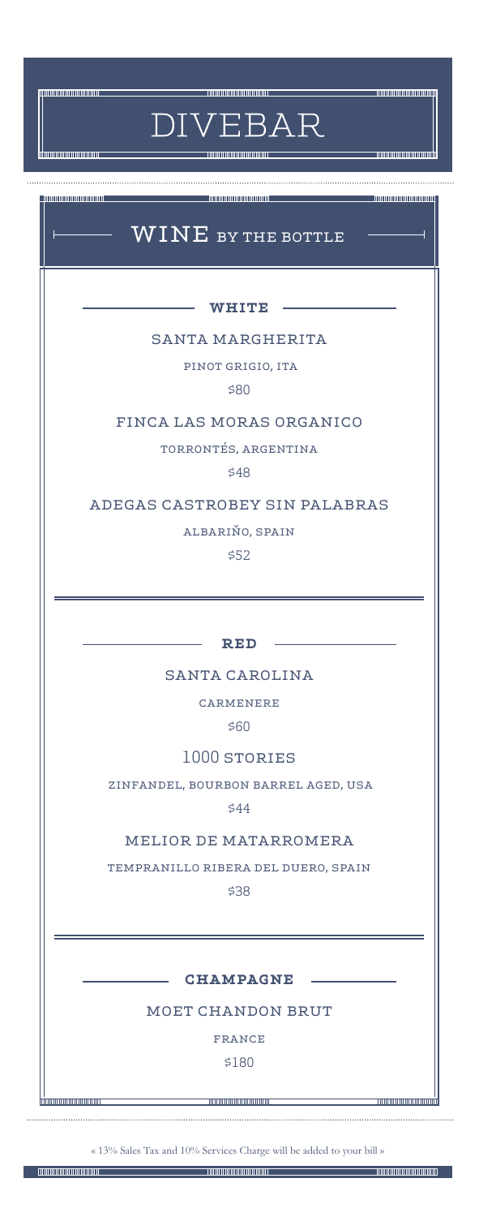# DIVEBAR

## WINE BY THE BOTTLE

### WHITE

**SANTA MARGHERITA**

PINOT GRIGIO, ITA

$80

**FINCA LAS MORAS ORGANICO**

TORRONTÉS, ARGENTINA

$48

**ADEGAS CASTROBEY SIN PALABRAS**

ALBARIÑO, SPAIN

$52

### RED

**SANTA CAROLINA**

CARMENERE

$60

**1000 STORIES**

ZINFANDEL, BOURBON BARREL AGED, USA

$44

**MELIOR DE MATARROMERA**

TEMPRANILLO RIBERA DEL DUERO, SPAIN

$38

### CHAMPAGNE

**MOET CHANDON BRUT**

FRANCE

$180

« 13% Sales Tax and 10% Services Charge will be added to your bill »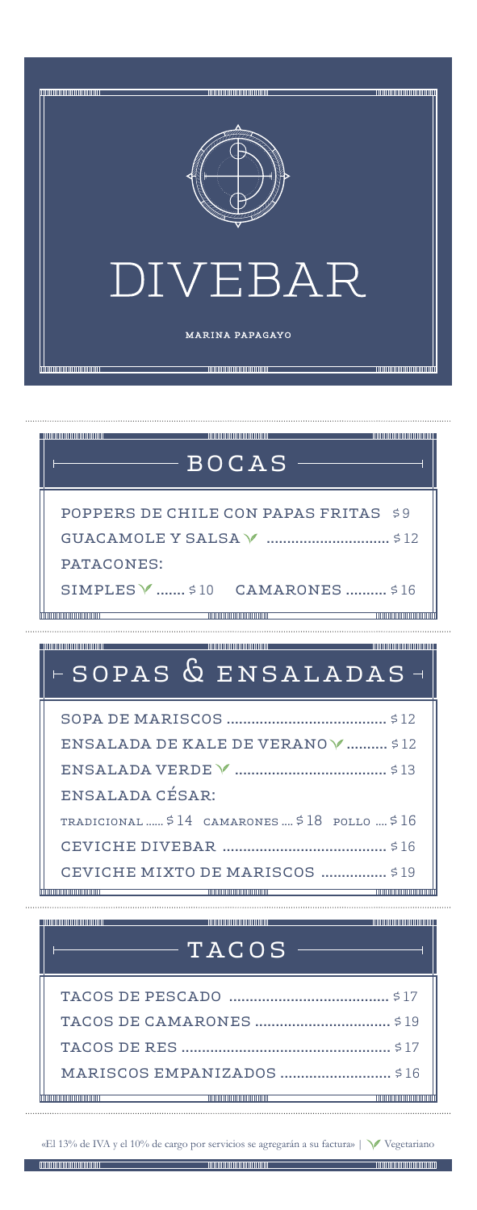# DIVEBAR

MARINA PAPAGAYO

## BOCAS

POPPERS DE CHILE CON PAPAS FRITAS $9

GUACAMOLE Y SALSA ✓ .............................. $12

PATACONES:

SIMPLES ✓ ....... $10 CAMARONES .......... $16

## SOPAS & ENSALADAS

SOPA DE MARISCOS ....................................... $12

ENSALADA DE KALE DE VERANO ✓ .......... $12

ENSALADA VERDE ✓ ..................................... $13

ENSALADA CÉSAR:

TRADICIONAL ...... $14 CAMARONES .... $18 POLLO .... $16

CEVICHE DIVEBAR ........................................ $16

CEVICHE MIXTO DE MARISCOS ................ $19

## TACOS

TACOS DE PESCADO ....................................... $17

TACOS DE CAMARONES ................................. $19

TACOS DE RES ................................................... $17

MARISCOS EMPANIZADOS ........................... $16

«El 13% de IVA y el 10% de cargo por servicios se agregarán a su factura» | ✓ Vegetariano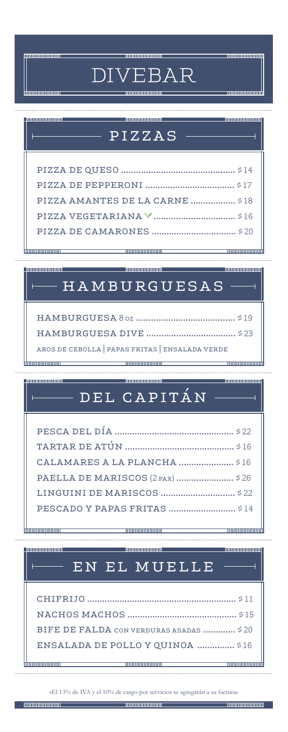# DIVEBAR

## PIZZAS

- PIZZA DE QUESO .............................................. $14
- PIZZA DE PEPPERONI .................................... $17
- PIZZA AMANTES DE LA CARNE .................. $18
- PIZZA VEGETARIANA ................................. $16
- PIZZA DE CAMARONES .................................. $20

## HAMBURGUESAS

- HAMBURGUESA 8 oz ........................................ $19
- HAMBURGUESA DIVE .................................... $23

AROS DE CEBOLLA | PAPAS FRITAS | ENSALADA VERDE

## DEL CAPITÁN

- PESCA DEL DÍA ................................................ $22
- TARTAR DE ATÚN ............................................ $16
- CALAMARES A LA PLANCHA ...................... $16
- PAELLA DE MARISCOS (2 PAX) ....................... $26
- LINGUINI DE MARISCOS .............................. $22
- PESCADO Y PAPAS FRITAS ........................... $14

## EN EL MUELLE

- CHIFRIJO ........................................................... $11
- NACHOS MACHOS ............................................ $15
- BIFE DE FALDA CON VERDURAS ASADAS ............. $20
- ENSALADA DE POLLO Y QUINOA ............... $16

«El 13% de IVA y el 10% de cargo por servicios se agregarán a su factura»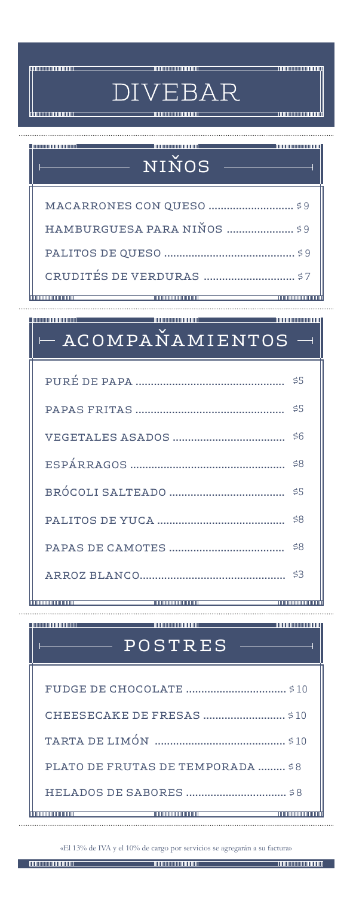# DIVEBAR

## NIÑOS

- MACARRONES CON QUESO ............................ $9
- HAMBURGUESA PARA NIÑOS ...................... $9
- PALITOS DE QUESO ........................................... $9
- CRUDITÉS DE VERDURAS .............................. $7

## ACOMPAÑAMIENTOS

- PURÉ DE PAPA ................................................ $5
- PAPAS FRITAS ................................................ $5
- VEGETALES ASADOS .................................... $6
- ESPÁRRAGOS .................................................. $8
- BRÓCOLI SALTEADO ..................................... $5
- PALITOS DE YUCA ......................................... $8
- PAPAS DE CAMOTES ..................................... $8
- ARROZ BLANCO............................................... $3

## POSTRES

- FUDGE DE CHOCOLATE ................................ $10
- CHEESECAKE DE FRESAS ........................... $10
- TARTA DE LIMÓN .......................................... $10
- PLATO DE FRUTAS DE TEMPORADA ......... $8
- HELADOS DE SABORES ................................ $8

«El 13% de IVA y el 10% de cargo por servicios se agregarán a su factura»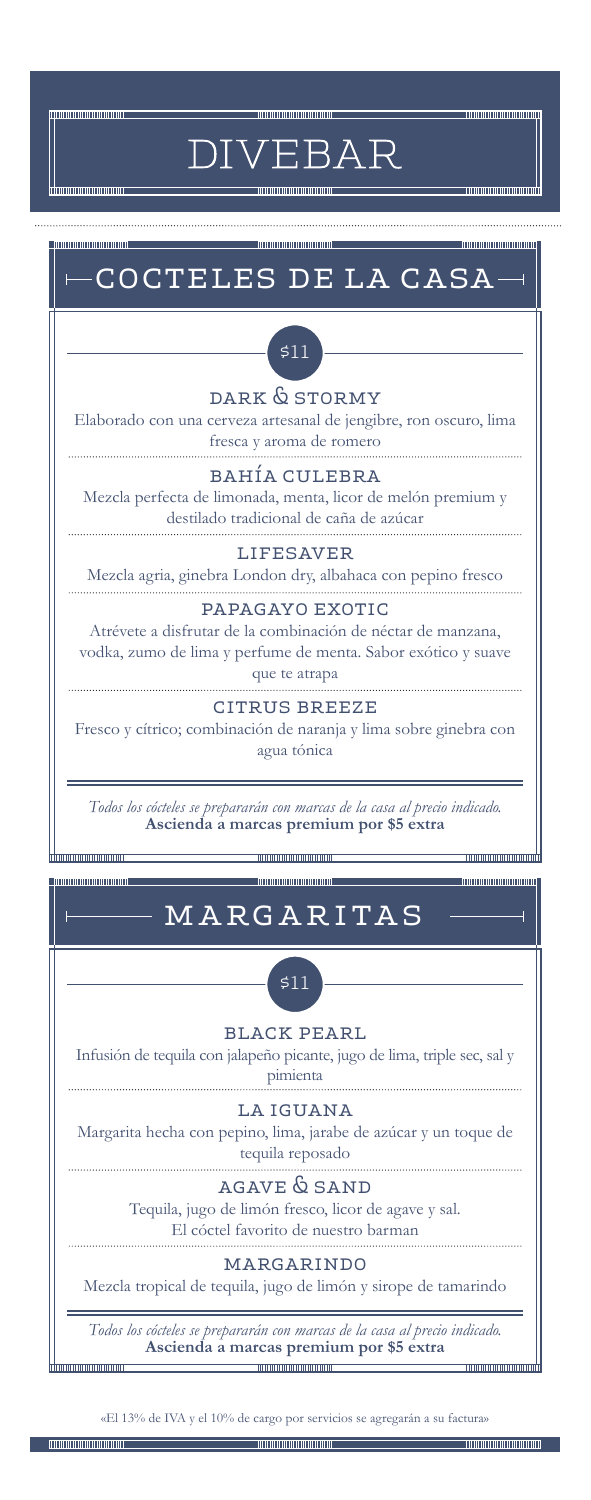# DIVEBAR

## COCTELES DE LA CASA

$11

### DARK & STORMY

Elaborado con una cerveza artesanal de jengibre, ron oscuro, lima fresca y aroma de romero

### BAHÍA CULEBRA

Mezcla perfecta de limonada, menta, licor de melón premium y destilado tradicional de caña de azúcar

### LIFESAVER

Mezcla agria, ginebra London dry, albahaca con pepino fresco

### PAPAGAYO EXOTIC

Atrévete a disfrutar de la combinación de néctar de manzana, vodka, zumo de lima y perfume de menta. Sabor exótico y suave que te atrapa

### CITRUS BREEZE

Fresco y cítrico; combinación de naranja y lima sobre ginebra con agua tónica

*Todos los cócteles se prepararán con marcas de la casa al precio indicado.*
**Ascienda a marcas premium por $5 extra**

## MARGARITAS

$11

### BLACK PEARL

Infusión de tequila con jalapeño picante, jugo de lima, triple sec, sal y pimienta

### LA IGUANA

Margarita hecha con pepino, lima, jarabe de azúcar y un toque de tequila reposado

### AGAVE & SAND

Tequila, jugo de limón fresco, licor de agave y sal.
El cóctel favorito de nuestro barman

### MARGARINDO

Mezcla tropical de tequila, jugo de limón y sirope de tamarindo

*Todos los cócteles se prepararán con marcas de la casa al precio indicado.*
**Ascienda a marcas premium por $5 extra**

«El 13% de IVA y el 10% de cargo por servicios se agregarán a su factura»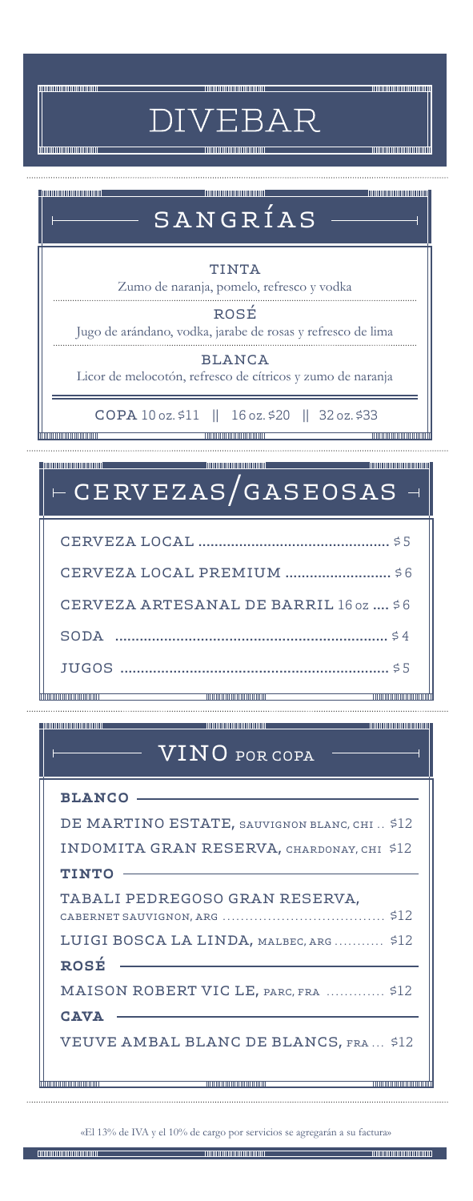# DIVEBAR

## SANGRÍAS

**TINTA**
Zumo de naranja, pomelo, refresco y vodka

**ROSÉ**
Jugo de arándano, vodka, jarabe de rosas y refresco de lima

**BLANCA**
Licor de melocotón, refresco de cítricos y zumo de naranja

**COPA** 10 oz. $11 || 16 oz. $20 || 32 oz. $33

## CERVEZAS/GASEOSAS

CERVEZA LOCAL .............................................. $5

CERVEZA LOCAL PREMIUM .......................... $6

CERVEZA ARTESANAL DE BARRIL 16 oz .... $6

SODA .................................................................. $4

JUGOS ................................................................. $5

## VINO POR COPA

**BLANCO**

DE MARTINO ESTATE, SAUVIGNON BLANC, CHI .. $12

INDOMITA GRAN RESERVA, CHARDONAY, CHI $12

**TINTO**

TABALI PEDREGOSO GRAN RESERVA, CABERNET SAUVIGNON, ARG .................................. $12

LUIGI BOSCA LA LINDA, MALBEC, ARG ........... $12

**ROSÉ**

MAISON ROBERT VIC LE, PARC, FRA ............. $12

**CAVA**

VEUVE AMBAL BLANC DE BLANCS, FRA ... $12

«El 13% de IVA y el 10% de cargo por servicios se agregarán a su factura»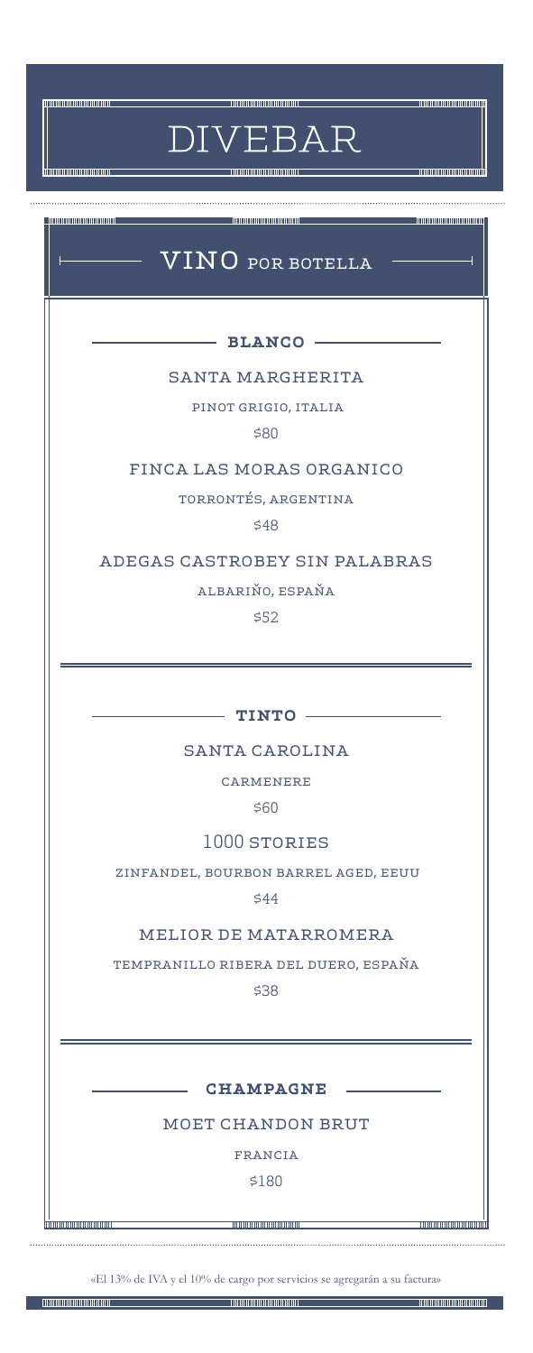# DIVEBAR

## VINO POR BOTELLA

### BLANCO

**SANTA MARGHERITA**

PINOT GRIGIO, ITALIA

$80

**FINCA LAS MORAS ORGANICO**

TORRONTÉS, ARGENTINA

$48

**ADEGAS CASTROBEY SIN PALABRAS**

ALBARIŇO, ESPAŇA

$52

### TINTO

**SANTA CAROLINA**

CARMENERE

$60

**1000 STORIES**

ZINFANDEL, BOURBON BARREL AGED, EEUU

$44

**MELIOR DE MATARROMERA**

TEMPRANILLO RIBERA DEL DUERO, ESPAŇA

$38

### CHAMPAGNE

**MOET CHANDON BRUT**

FRANCIA

$180

«El 13% de IVA y el 10% de cargo por servicios se agregarán a su factura»